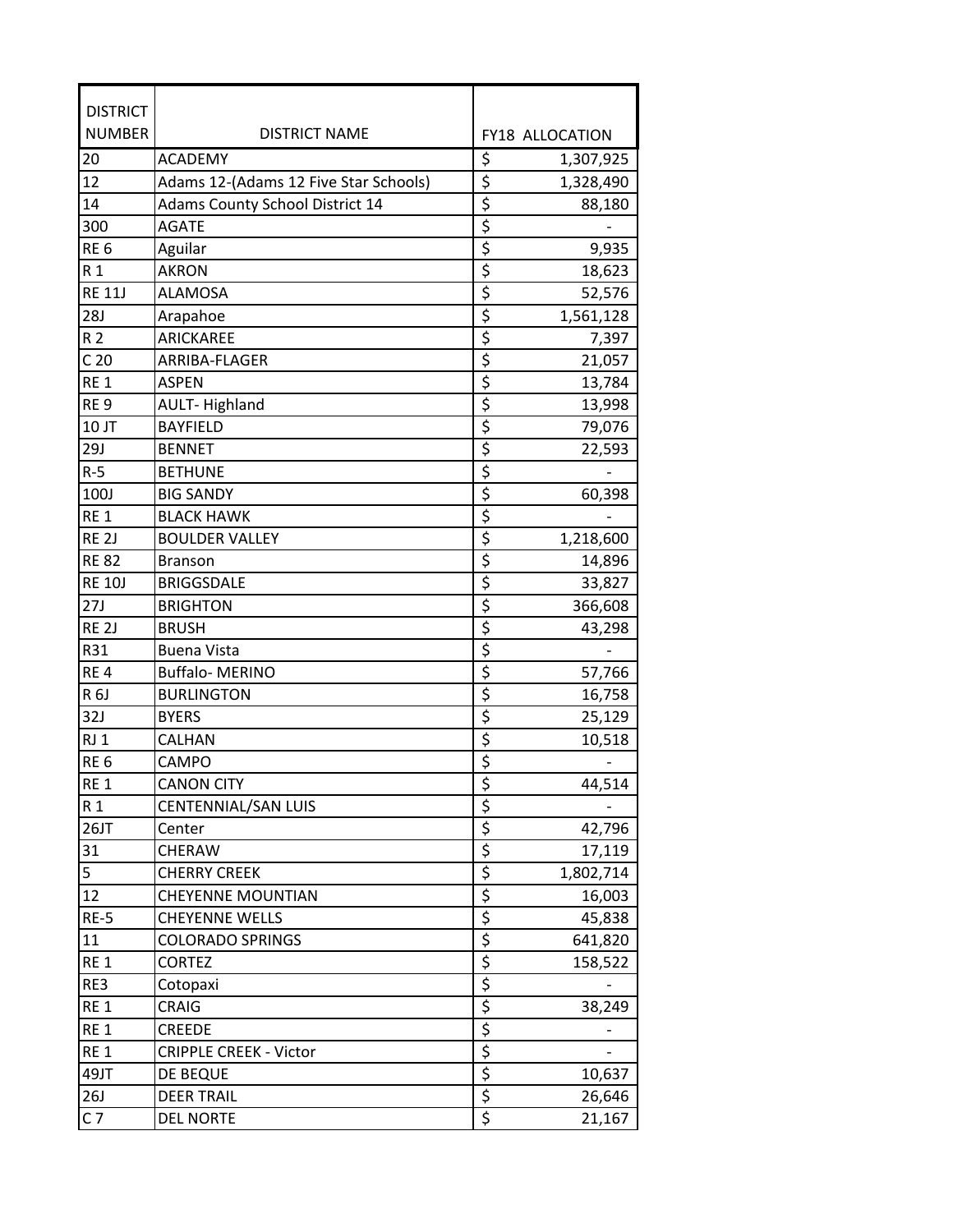| DISTRICT NUMBER | DISTRICT NAME | FY18 ALLOCATION |
|---|---|---|
| 20 | ACADEMY | $ 1,307,925 |
| 12 | Adams 12-(Adams 12 Five Star Schools) | $ 1,328,490 |
| 14 | Adams County School District 14 | $ 88,180 |
| 300 | AGATE | $ - |
| RE 6 | Aguilar | $ 9,935 |
| R 1 | AKRON | $ 18,623 |
| RE 11J | ALAMOSA | $ 52,576 |
| 28J | Arapahoe | $ 1,561,128 |
| R 2 | ARICKAREE | $ 7,397 |
| C 20 | ARRIBA-FLAGER | $ 21,057 |
| RE 1 | ASPEN | $ 13,784 |
| RE 9 | AULT- Highland | $ 13,998 |
| 10 JT | BAYFIELD | $ 79,076 |
| 29J | BENNET | $ 22,593 |
| R-5 | BETHUNE | $ - |
| 100J | BIG SANDY | $ 60,398 |
| RE 1 | BLACK HAWK | $ - |
| RE 2J | BOULDER VALLEY | $ 1,218,600 |
| RE 82 | Branson | $ 14,896 |
| RE 10J | BRIGGSDALE | $ 33,827 |
| 27J | BRIGHTON | $ 366,608 |
| RE 2J | BRUSH | $ 43,298 |
| R31 | Buena Vista | $ - |
| RE 4 | Buffalo- MERINO | $ 57,766 |
| R 6J | BURLINGTON | $ 16,758 |
| 32J | BYERS | $ 25,129 |
| RJ 1 | CALHAN | $ 10,518 |
| RE 6 | CAMPO | $ - |
| RE 1 | CANON CITY | $ 44,514 |
| R 1 | CENTENNIAL/SAN LUIS | $ - |
| 26JT | Center | $ 42,796 |
| 31 | CHERAW | $ 17,119 |
| 5 | CHERRY CREEK | $ 1,802,714 |
| 12 | CHEYENNE MOUNTIAN | $ 16,003 |
| RE-5 | CHEYENNE WELLS | $ 45,838 |
| 11 | COLORADO SPRINGS | $ 641,820 |
| RE 1 | CORTEZ | $ 158,522 |
| RE3 | Cotopaxi | $ - |
| RE 1 | CRAIG | $ 38,249 |
| RE 1 | CREEDE | $ - |
| RE 1 | CRIPPLE CREEK - Victor | $ - |
| 49JT | DE BEQUE | $ 10,637 |
| 26J | DEER TRAIL | $ 26,646 |
| C 7 | DEL NORTE | $ 21,167 |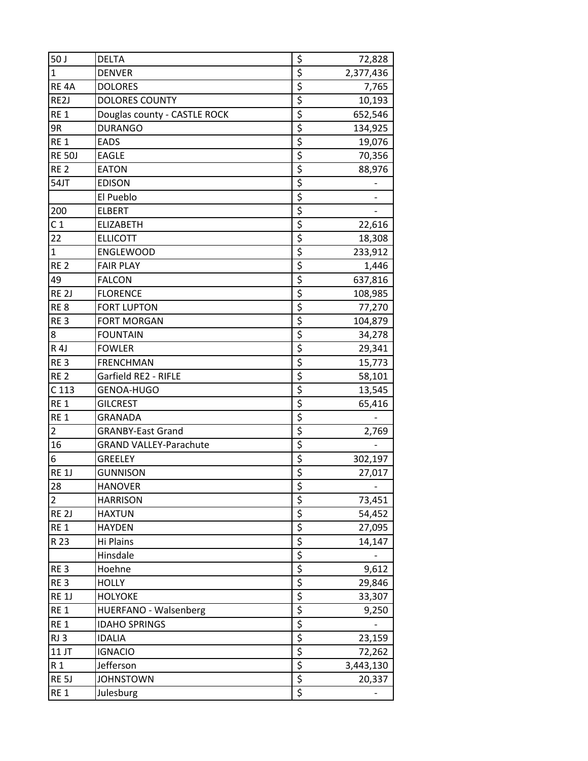| 50 J | DELTA | $ | 72,828 |
|---|---|---|---|
| 1 | DENVER | $ | 2,377,436 |
| RE 4A | DOLORES | $ | 7,765 |
| RE2J | DOLORES COUNTY | $ | 10,193 |
| RE 1 | Douglas county - CASTLE ROCK | $ | 652,546 |
| 9R | DURANGO | $ | 134,925 |
| RE 1 | EADS | $ | 19,076 |
| RE 50J | EAGLE | $ | 70,356 |
| RE 2 | EATON | $ | 88,976 |
| 54JT | EDISON | $ | - |
| | El Pueblo | $ | - |
| 200 | ELBERT | $ | - |
| C 1 | ELIZABETH | $ | 22,616 |
| 22 | ELLICOTT | $ | 18,308 |
| 1 | ENGLEWOOD | $ | 233,912 |
| RE 2 | FAIR PLAY | $ | 1,446 |
| 49 | FALCON | $ | 637,816 |
| RE 2J | FLORENCE | $ | 108,985 |
| RE 8 | FORT LUPTON | $ | 77,270 |
| RE 3 | FORT MORGAN | $ | 104,879 |
| 8 | FOUNTAIN | $ | 34,278 |
| R 4J | FOWLER | $ | 29,341 |
| RE 3 | FRENCHMAN | $ | 15,773 |
| RE 2 | Garfield RE2 - RIFLE | $ | 58,101 |
| C 113 | GENOA-HUGO | $ | 13,545 |
| RE 1 | GILCREST | $ | 65,416 |
| RE 1 | GRANADA | $ | - |
| 2 | GRANBY-East Grand | $ | 2,769 |
| 16 | GRAND VALLEY-Parachute | $ | - |
| 6 | GREELEY | $ | 302,197 |
| RE 1J | GUNNISON | $ | 27,017 |
| 28 | HANOVER | $ | - |
| 2 | HARRISON | $ | 73,451 |
| RE 2J | HAXTUN | $ | 54,452 |
| RE 1 | HAYDEN | $ | 27,095 |
| R 23 | Hi Plains | $ | 14,147 |
| | Hinsdale | $ | - |
| RE 3 | Hoehne | $ | 9,612 |
| RE 3 | HOLLY | $ | 29,846 |
| RE 1J | HOLYOKE | $ | 33,307 |
| RE 1 | HUERFANO - Walsenberg | $ | 9,250 |
| RE 1 | IDAHO SPRINGS | $ | - |
| RJ 3 | IDALIA | $ | 23,159 |
| 11 JT | IGNACIO | $ | 72,262 |
| R 1 | Jefferson | $ | 3,443,130 |
| RE 5J | JOHNSTOWN | $ | 20,337 |
| RE 1 | Julesburg | $ | - |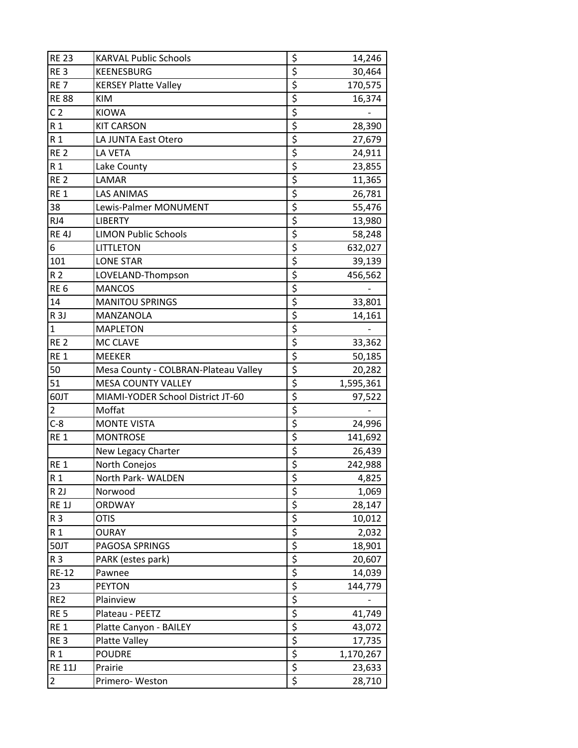| | | | |
|---|---|---|---|
| RE 23 | KARVAL Public Schools | $ | 14,246 |
| RE 3 | KEENESBURG | $ | 30,464 |
| RE 7 | KERSEY Platte Valley | $ | 170,575 |
| RE 88 | KIM | $ | 16,374 |
| C 2 | KIOWA | $ | - |
| R 1 | KIT CARSON | $ | 28,390 |
| R 1 | LA JUNTA East Otero | $ | 27,679 |
| RE 2 | LA VETA | $ | 24,911 |
| R 1 | Lake County | $ | 23,855 |
| RE 2 | LAMAR | $ | 11,365 |
| RE 1 | LAS ANIMAS | $ | 26,781 |
| 38 | Lewis-Palmer MONUMENT | $ | 55,476 |
| RJ4 | LIBERTY | $ | 13,980 |
| RE 4J | LIMON Public Schools | $ | 58,248 |
| 6 | LITTLETON | $ | 632,027 |
| 101 | LONE STAR | $ | 39,139 |
| R 2 | LOVELAND-Thompson | $ | 456,562 |
| RE 6 | MANCOS | $ | - |
| 14 | MANITOU SPRINGS | $ | 33,801 |
| R 3J | MANZANOLA | $ | 14,161 |
| 1 | MAPLETON | $ | - |
| RE 2 | MC CLAVE | $ | 33,362 |
| RE 1 | MEEKER | $ | 50,185 |
| 50 | Mesa County - COLBRAN-Plateau Valley | $ | 20,282 |
| 51 | MESA COUNTY VALLEY | $ | 1,595,361 |
| 60JT | MIAMI-YODER School District JT-60 | $ | 97,522 |
| 2 | Moffat | $ | - |
| C-8 | MONTE VISTA | $ | 24,996 |
| RE 1 | MONTROSE | $ | 141,692 |
| | New Legacy Charter | $ | 26,439 |
| RE 1 | North Conejos | $ | 242,988 |
| R 1 | North Park- WALDEN | $ | 4,825 |
| R 2J | Norwood | $ | 1,069 |
| RE 1J | ORDWAY | $ | 28,147 |
| R 3 | OTIS | $ | 10,012 |
| R 1 | OURAY | $ | 2,032 |
| 50JT | PAGOSA SPRINGS | $ | 18,901 |
| R 3 | PARK (estes park) | $ | 20,607 |
| RE-12 | Pawnee | $ | 14,039 |
| 23 | PEYTON | $ | 144,779 |
| RE2 | Plainview | $ | - |
| RE 5 | Plateau - PEETZ | $ | 41,749 |
| RE 1 | Platte Canyon - BAILEY | $ | 43,072 |
| RE 3 | Platte Valley | $ | 17,735 |
| R 1 | POUDRE | $ | 1,170,267 |
| RE 11J | Prairie | $ | 23,633 |
| 2 | Primero- Weston | $ | 28,710 |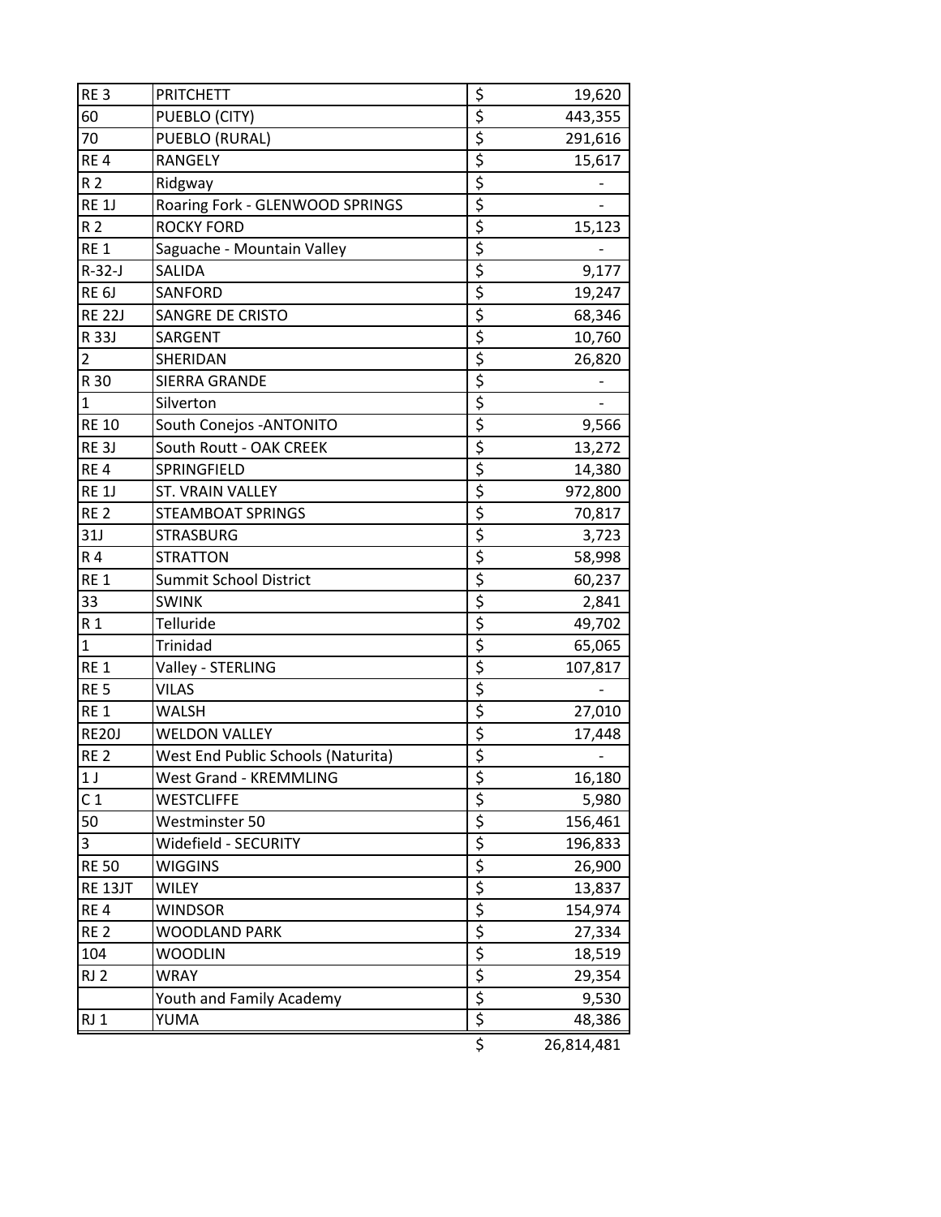| | | | |
|---|---|---|---|
| RE 3 | PRITCHETT | $ | 19,620 |
| 60 | PUEBLO (CITY) | $ | 443,355 |
| 70 | PUEBLO (RURAL) | $ | 291,616 |
| RE 4 | RANGELY | $ | 15,617 |
| R 2 | Ridgway | $ | - |
| RE 1J | Roaring Fork - GLENWOOD SPRINGS | $ | - |
| R 2 | ROCKY FORD | $ | 15,123 |
| RE 1 | Saguache - Mountain Valley | $ | - |
| R-32-J | SALIDA | $ | 9,177 |
| RE 6J | SANFORD | $ | 19,247 |
| RE 22J | SANGRE DE CRISTO | $ | 68,346 |
| R 33J | SARGENT | $ | 10,760 |
| 2 | SHERIDAN | $ | 26,820 |
| R 30 | SIERRA GRANDE | $ | - |
| 1 | Silverton | $ | - |
| RE 10 | South Conejos -ANTONITO | $ | 9,566 |
| RE 3J | South Routt - OAK CREEK | $ | 13,272 |
| RE 4 | SPRINGFIELD | $ | 14,380 |
| RE 1J | ST. VRAIN VALLEY | $ | 972,800 |
| RE 2 | STEAMBOAT SPRINGS | $ | 70,817 |
| 31J | STRASBURG | $ | 3,723 |
| R 4 | STRATTON | $ | 58,998 |
| RE 1 | Summit School District | $ | 60,237 |
| 33 | SWINK | $ | 2,841 |
| R 1 | Telluride | $ | 49,702 |
| 1 | Trinidad | $ | 65,065 |
| RE 1 | Valley - STERLING | $ | 107,817 |
| RE 5 | VILAS | $ | - |
| RE 1 | WALSH | $ | 27,010 |
| RE20J | WELDON VALLEY | $ | 17,448 |
| RE 2 | West End Public Schools (Naturita) | $ | - |
| 1 J | West Grand - KREMMLING | $ | 16,180 |
| C 1 | WESTCLIFFE | $ | 5,980 |
| 50 | Westminster 50 | $ | 156,461 |
| 3 | Widefield - SECURITY | $ | 196,833 |
| RE 50 | WIGGINS | $ | 26,900 |
| RE 13JT | WILEY | $ | 13,837 |
| RE 4 | WINDSOR | $ | 154,974 |
| RE 2 | WOODLAND PARK | $ | 27,334 |
| 104 | WOODLIN | $ | 18,519 |
| RJ 2 | WRAY | $ | 29,354 |
| | Youth and Family Academy | $ | 9,530 |
| RJ 1 | YUMA | $ | 48,386 |
| | | $ | 26,814,481 |